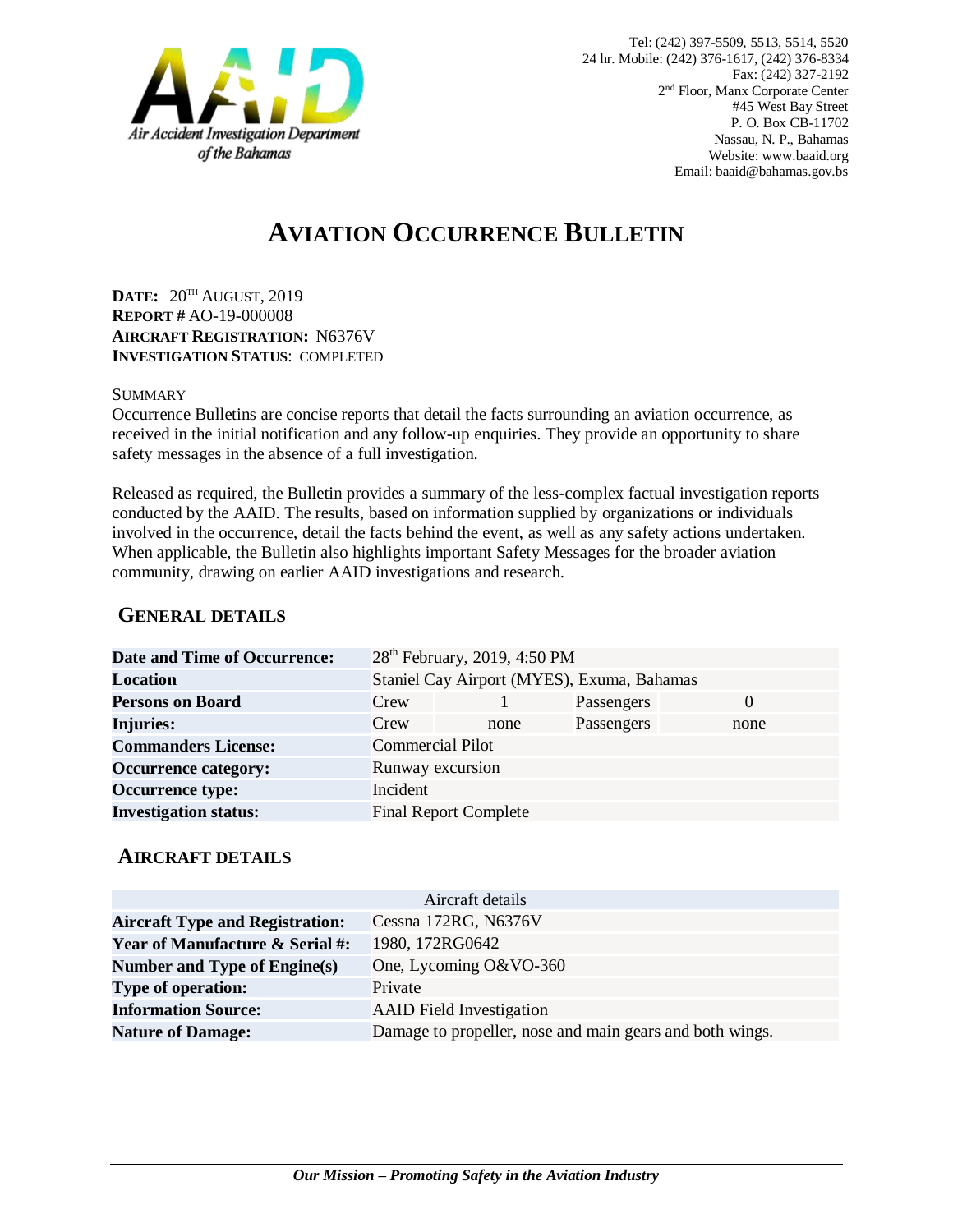Air Accident Investigation Department of the Bahamas

Tel: (242) 397-5509, 5513, 5514, 5520
24 hr. Mobile: (242) 376-1617, (242) 376-8334
Fax: (242) 327-2192
2nd Floor, Manx Corporate Center
#45 West Bay Street
P. O. Box CB-11702
Nassau, N. P., Bahamas
Website: www.baaid.org
Email: baaid@bahamas.gov.bs

# AVIATION OCCURRENCE BULLETIN

**DATE:** 20TH AUGUST, 2019
**REPORT #** AO-19-000008
**AIRCRAFT REGISTRATION:** N6376V
**INVESTIGATION STATUS**: COMPLETED

SUMMARY
Occurrence Bulletins are concise reports that detail the facts surrounding an aviation occurrence, as received in the initial notification and any follow-up enquiries. They provide an opportunity to share safety messages in the absence of a full investigation.

Released as required, the Bulletin provides a summary of the less-complex factual investigation reports conducted by the AAID. The results, based on information supplied by organizations or individuals involved in the occurrence, detail the facts behind the event, as well as any safety actions undertaken. When applicable, the Bulletin also highlights important Safety Messages for the broader aviation community, drawing on earlier AAID investigations and research.

## GENERAL DETAILS

| | | | | |
|---|---|---|---|---|
| **Date and Time of Occurrence:** | 28th February, 2019, 4:50 PM | | | |
| **Location** | Staniel Cay Airport (MYES), Exuma, Bahamas | | | |
| **Persons on Board** | Crew | 1 | Passengers | 0 |
| **Injuries:** | Crew | none | Passengers | none |
| **Commanders License:** | Commercial Pilot | | | |
| **Occurrence category:** | Runway excursion | | | |
| **Occurrence type:** | Incident | | | |
| **Investigation status:** | Final Report Complete | | | |

## AIRCRAFT DETAILS

| Aircraft details | |
|---|---|
| **Aircraft Type and Registration:** | Cessna 172RG, N6376V |
| **Year of Manufacture & Serial #:** | 1980, 172RG0642 |
| **Number and Type of Engine(s)** | One, Lycoming O&VO-360 |
| **Type of operation:** | Private |
| **Information Source:** | AAID Field Investigation |
| **Nature of Damage:** | Damage to propeller, nose and main gears and both wings. |

***Our Mission – Promoting Safety in the Aviation Industry***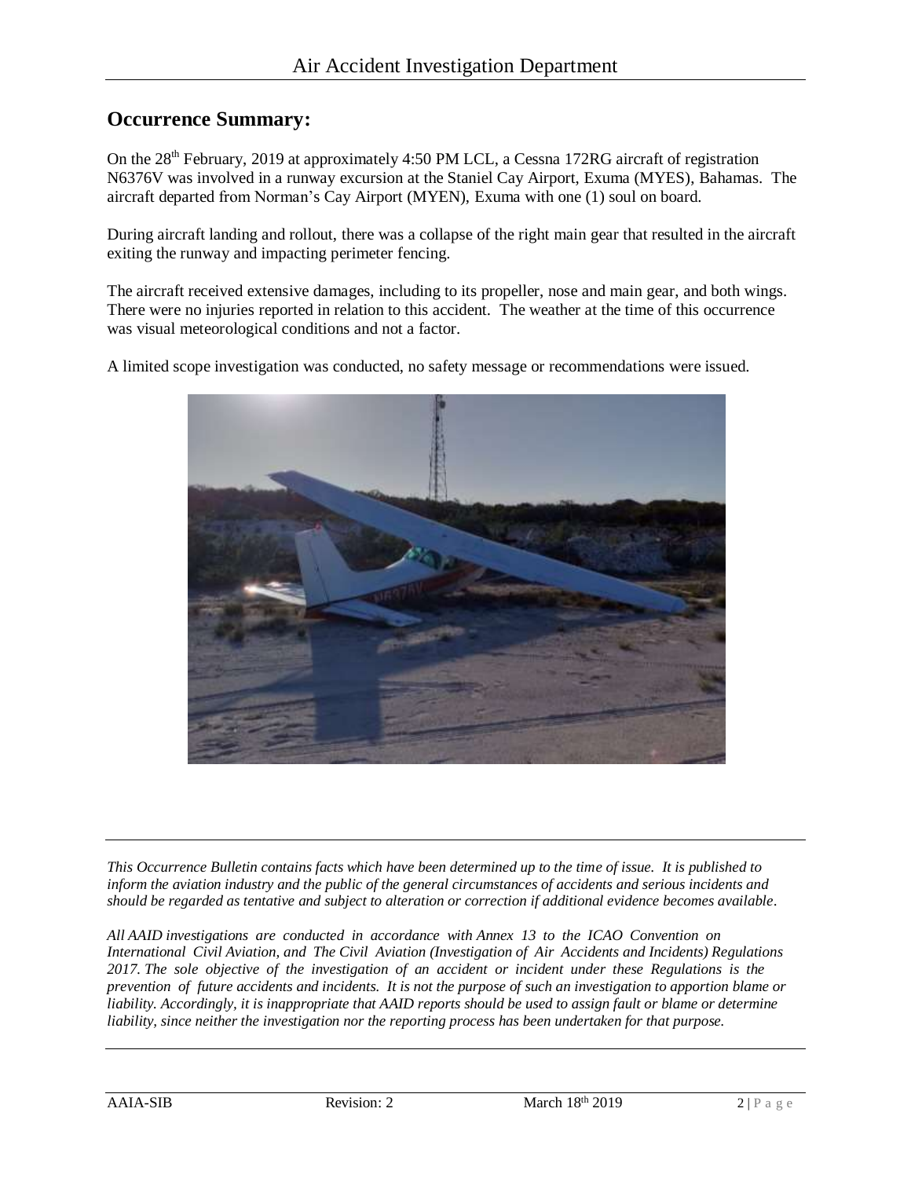## Occurrence Summary:

On the 28th February, 2019 at approximately 4:50 PM LCL, a Cessna 172RG aircraft of registration N6376V was involved in a runway excursion at the Staniel Cay Airport, Exuma (MYES), Bahamas. The aircraft departed from Norman's Cay Airport (MYEN), Exuma with one (1) soul on board.

During aircraft landing and rollout, there was a collapse of the right main gear that resulted in the aircraft exiting the runway and impacting perimeter fencing.

The aircraft received extensive damages, including to its propeller, nose and main gear, and both wings. There were no injuries reported in relation to this accident. The weather at the time of this occurrence was visual meteorological conditions and not a factor.

A limited scope investigation was conducted, no safety message or recommendations were issued.

---

*This Occurrence Bulletin contains facts which have been determined up to the time of issue. It is published to inform the aviation industry and the public of the general circumstances of accidents and serious incidents and should be regarded as tentative and subject to alteration or correction if additional evidence becomes available.*

*All AAID investigations are conducted in accordance with Annex 13 to the ICAO Convention on International Civil Aviation, and The Civil Aviation (Investigation of Air Accidents and Incidents) Regulations 2017. The sole objective of the investigation of an accident or incident under these Regulations is the prevention of future accidents and incidents. It is not the purpose of such an investigation to apportion blame or liability. Accordingly, it is inappropriate that AAID reports should be used to assign fault or blame or determine liability, since neither the investigation nor the reporting process has been undertaken for that purpose.*